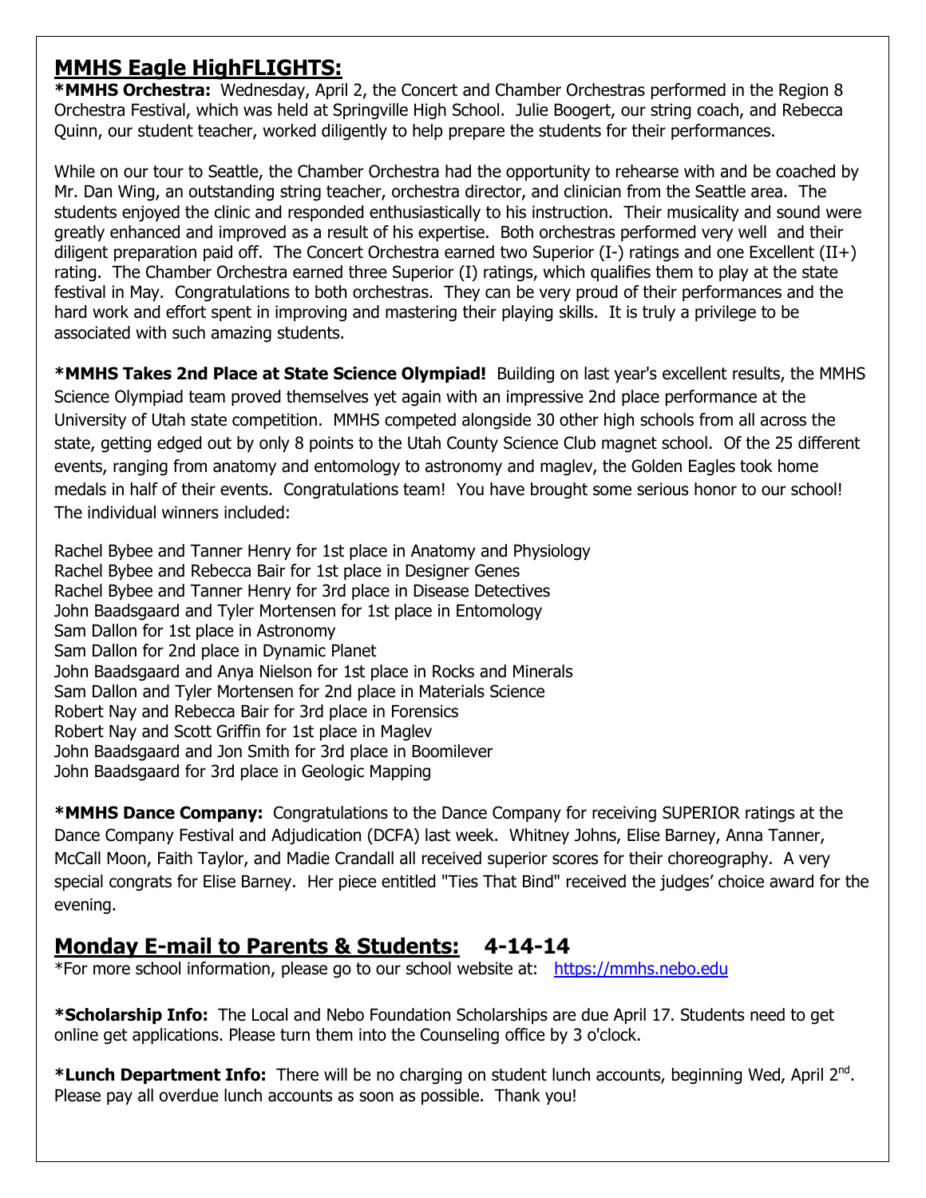## MMHS Eagle HighFLIGHTS:

**\*MMHS Orchestra:** Wednesday, April 2, the Concert and Chamber Orchestras performed in the Region 8 Orchestra Festival, which was held at Springville High School. Julie Boogert, our string coach, and Rebecca Quinn, our student teacher, worked diligently to help prepare the students for their performances.

While on our tour to Seattle, the Chamber Orchestra had the opportunity to rehearse with and be coached by Mr. Dan Wing, an outstanding string teacher, orchestra director, and clinician from the Seattle area. The students enjoyed the clinic and responded enthusiastically to his instruction. Their musicality and sound were greatly enhanced and improved as a result of his expertise. Both orchestras performed very well and their diligent preparation paid off. The Concert Orchestra earned two Superior (I-) ratings and one Excellent (II+) rating. The Chamber Orchestra earned three Superior (I) ratings, which qualifies them to play at the state festival in May. Congratulations to both orchestras. They can be very proud of their performances and the hard work and effort spent in improving and mastering their playing skills. It is truly a privilege to be associated with such amazing students.

**\*MMHS Takes 2nd Place at State Science Olympiad!** Building on last year's excellent results, the MMHS Science Olympiad team proved themselves yet again with an impressive 2nd place performance at the University of Utah state competition. MMHS competed alongside 30 other high schools from all across the state, getting edged out by only 8 points to the Utah County Science Club magnet school. Of the 25 different events, ranging from anatomy and entomology to astronomy and maglev, the Golden Eagles took home medals in half of their events. Congratulations team! You have brought some serious honor to our school! The individual winners included:

Rachel Bybee and Tanner Henry for 1st place in Anatomy and Physiology
Rachel Bybee and Rebecca Bair for 1st place in Designer Genes
Rachel Bybee and Tanner Henry for 3rd place in Disease Detectives
John Baadsgaard and Tyler Mortensen for 1st place in Entomology
Sam Dallon for 1st place in Astronomy
Sam Dallon for 2nd place in Dynamic Planet
John Baadsgaard and Anya Nielson for 1st place in Rocks and Minerals
Sam Dallon and Tyler Mortensen for 2nd place in Materials Science
Robert Nay and Rebecca Bair for 3rd place in Forensics
Robert Nay and Scott Griffin for 1st place in Maglev
John Baadsgaard and Jon Smith for 3rd place in Boomilever
John Baadsgaard for 3rd place in Geologic Mapping

**\*MMHS Dance Company:** Congratulations to the Dance Company for receiving SUPERIOR ratings at the Dance Company Festival and Adjudication (DCFA) last week. Whitney Johns, Elise Barney, Anna Tanner, McCall Moon, Faith Taylor, and Madie Crandall all received superior scores for their choreography. A very special congrats for Elise Barney. Her piece entitled "Ties That Bind" received the judges' choice award for the evening.

## Monday E-mail to Parents & Students: 4-14-14

\*For more school information, please go to our school website at: https://mmhs.nebo.edu

**\*Scholarship Info:** The Local and Nebo Foundation Scholarships are due April 17. Students need to get online get applications. Please turn them into the Counseling office by 3 o'clock.

**\*Lunch Department Info:** There will be no charging on student lunch accounts, beginning Wed, April 2nd. Please pay all overdue lunch accounts as soon as possible. Thank you!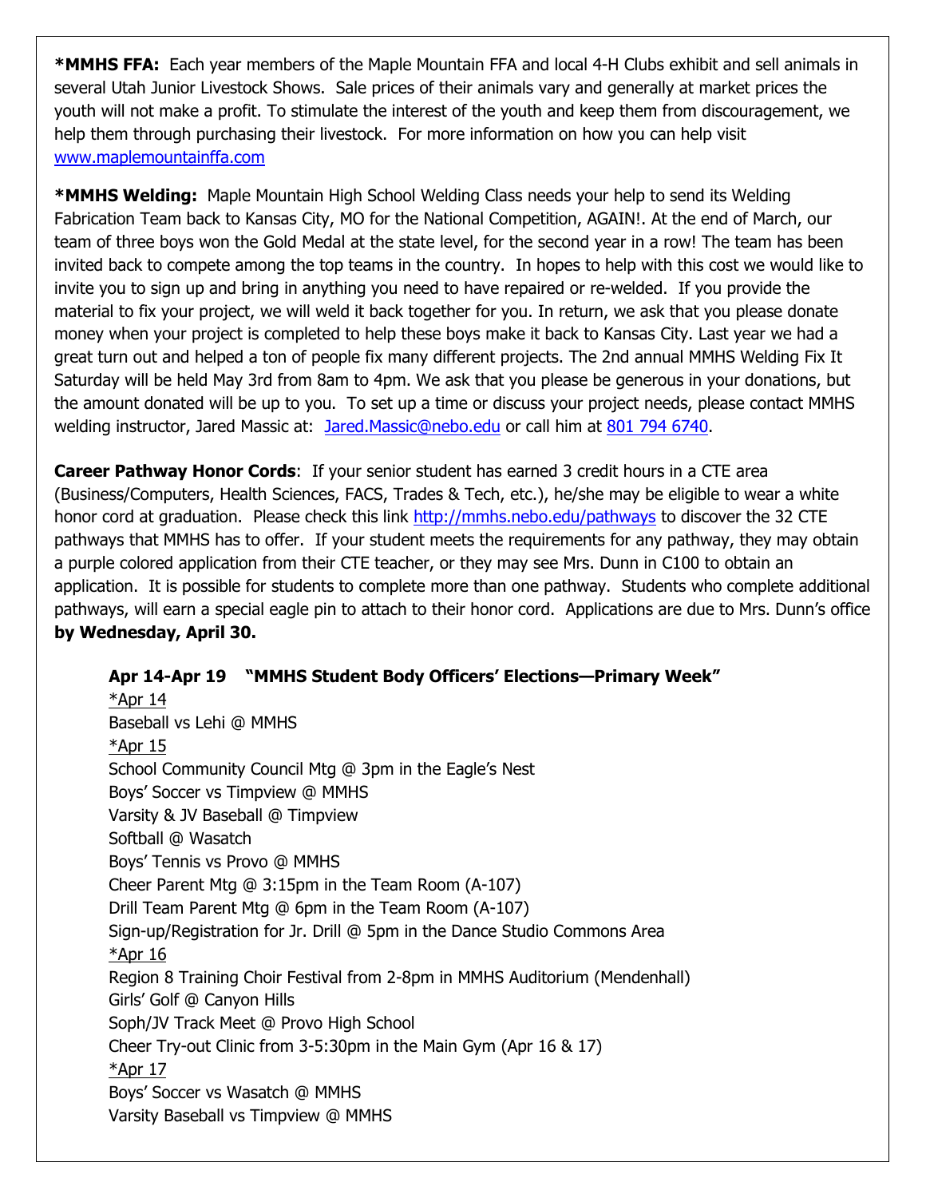**\*MMHS FFA:** Each year members of the Maple Mountain FFA and local 4-H Clubs exhibit and sell animals in several Utah Junior Livestock Shows. Sale prices of their animals vary and generally at market prices the youth will not make a profit. To stimulate the interest of the youth and keep them from discouragement, we help them through purchasing their livestock. For more information on how you can help visit www.maplemountainffa.com

**\*MMHS Welding:** Maple Mountain High School Welding Class needs your help to send its Welding Fabrication Team back to Kansas City, MO for the National Competition, AGAIN!. At the end of March, our team of three boys won the Gold Medal at the state level, for the second year in a row! The team has been invited back to compete among the top teams in the country. In hopes to help with this cost we would like to invite you to sign up and bring in anything you need to have repaired or re-welded. If you provide the material to fix your project, we will weld it back together for you. In return, we ask that you please donate money when your project is completed to help these boys make it back to Kansas City. Last year we had a great turn out and helped a ton of people fix many different projects. The 2nd annual MMHS Welding Fix It Saturday will be held May 3rd from 8am to 4pm. We ask that you please be generous in your donations, but the amount donated will be up to you. To set up a time or discuss your project needs, please contact MMHS welding instructor, Jared Massic at: Jared.Massic@nebo.edu or call him at 801 794 6740.

**Career Pathway Honor Cords**: If your senior student has earned 3 credit hours in a CTE area (Business/Computers, Health Sciences, FACS, Trades & Tech, etc.), he/she may be eligible to wear a white honor cord at graduation. Please check this link http://mmhs.nebo.edu/pathways to discover the 32 CTE pathways that MMHS has to offer. If your student meets the requirements for any pathway, they may obtain a purple colored application from their CTE teacher, or they may see Mrs. Dunn in C100 to obtain an application. It is possible for students to complete more than one pathway. Students who complete additional pathways, will earn a special eagle pin to attach to their honor cord. Applications are due to Mrs. Dunn's office **by Wednesday, April 30.**

**Apr 14-Apr 19 "MMHS Student Body Officers' Elections—Primary Week"**

\*Apr 14

Baseball vs Lehi @ MMHS

\*Apr 15

School Community Council Mtg @ 3pm in the Eagle's Nest
Boys' Soccer vs Timpview @ MMHS
Varsity & JV Baseball @ Timpview
Softball @ Wasatch
Boys' Tennis vs Provo @ MMHS
Cheer Parent Mtg @ 3:15pm in the Team Room (A-107)
Drill Team Parent Mtg @ 6pm in the Team Room (A-107)
Sign-up/Registration for Jr. Drill @ 5pm in the Dance Studio Commons Area

\*Apr 16

Region 8 Training Choir Festival from 2-8pm in MMHS Auditorium (Mendenhall)
Girls' Golf @ Canyon Hills
Soph/JV Track Meet @ Provo High School
Cheer Try-out Clinic from 3-5:30pm in the Main Gym (Apr 16 & 17)

\*Apr 17

Boys' Soccer vs Wasatch @ MMHS
Varsity Baseball vs Timpview @ MMHS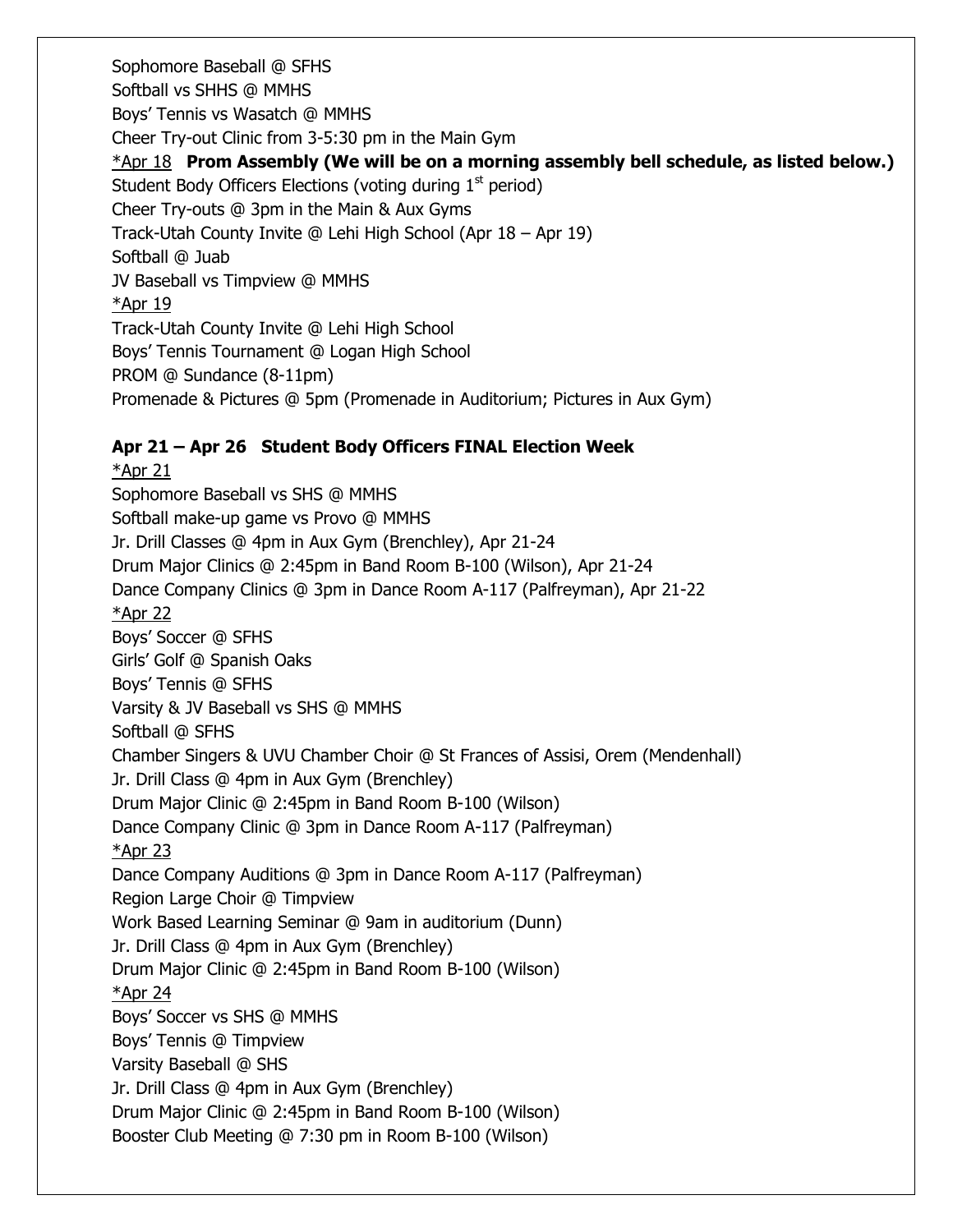Sophomore Baseball @ SFHS
Softball vs SHHS @ MMHS
Boys' Tennis vs Wasatch @ MMHS
Cheer Try-out Clinic from 3-5:30 pm in the Main Gym

<u>*Apr 18</u> **Prom Assembly (We will be on a morning assembly bell schedule, as listed below.)**
Student Body Officers Elections (voting during 1st period)
Cheer Try-outs @ 3pm in the Main & Aux Gyms
Track-Utah County Invite @ Lehi High School (Apr 18 – Apr 19)
Softball @ Juab
JV Baseball vs Timpview @ MMHS

<u>*Apr 19</u>
Track-Utah County Invite @ Lehi High School
Boys' Tennis Tournament @ Logan High School
PROM @ Sundance (8-11pm)
Promenade & Pictures @ 5pm (Promenade in Auditorium; Pictures in Aux Gym)

**Apr 21 – Apr 26 Student Body Officers FINAL Election Week**

<u>*Apr 21</u>
Sophomore Baseball vs SHS @ MMHS
Softball make-up game vs Provo @ MMHS
Jr. Drill Classes @ 4pm in Aux Gym (Brenchley), Apr 21-24
Drum Major Clinics @ 2:45pm in Band Room B-100 (Wilson), Apr 21-24
Dance Company Clinics @ 3pm in Dance Room A-117 (Palfreyman), Apr 21-22

<u>*Apr 22</u>
Boys' Soccer @ SFHS
Girls' Golf @ Spanish Oaks
Boys' Tennis @ SFHS
Varsity & JV Baseball vs SHS @ MMHS
Softball @ SFHS
Chamber Singers & UVU Chamber Choir @ St Frances of Assisi, Orem (Mendenhall)
Jr. Drill Class @ 4pm in Aux Gym (Brenchley)
Drum Major Clinic @ 2:45pm in Band Room B-100 (Wilson)
Dance Company Clinic @ 3pm in Dance Room A-117 (Palfreyman)

<u>*Apr 23</u>
Dance Company Auditions @ 3pm in Dance Room A-117 (Palfreyman)
Region Large Choir @ Timpview
Work Based Learning Seminar @ 9am in auditorium (Dunn)
Jr. Drill Class @ 4pm in Aux Gym (Brenchley)
Drum Major Clinic @ 2:45pm in Band Room B-100 (Wilson)

<u>*Apr 24</u>
Boys' Soccer vs SHS @ MMHS
Boys' Tennis @ Timpview
Varsity Baseball @ SHS
Jr. Drill Class @ 4pm in Aux Gym (Brenchley)
Drum Major Clinic @ 2:45pm in Band Room B-100 (Wilson)
Booster Club Meeting @ 7:30 pm in Room B-100 (Wilson)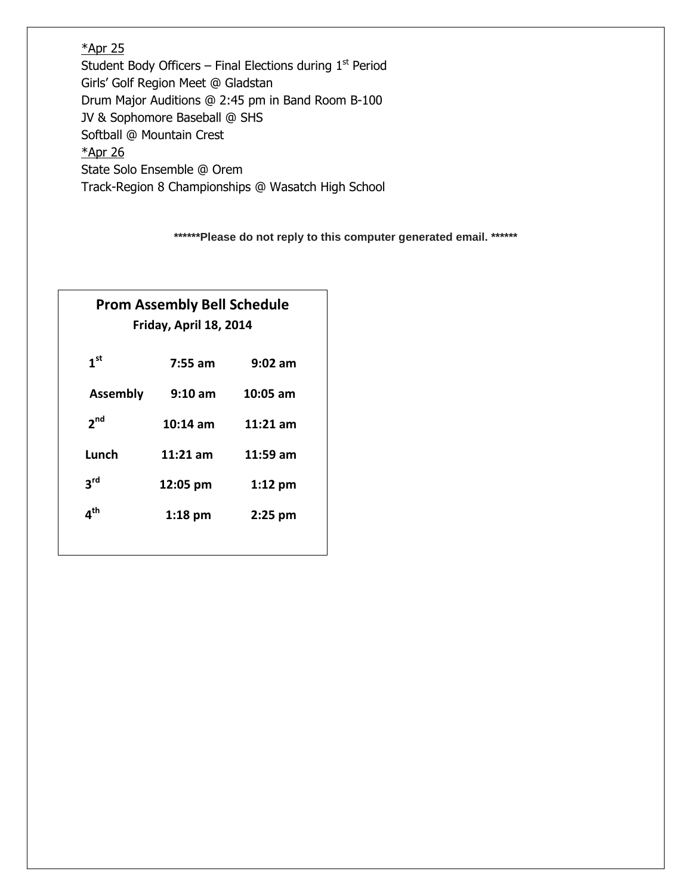*Apr 25

Student Body Officers – Final Elections during 1st Period
Girls' Golf Region Meet @ Gladstan
Drum Major Auditions @ 2:45 pm in Band Room B-100
JV & Sophomore Baseball @ SHS
Softball @ Mountain Crest

*Apr 26

State Solo Ensemble @ Orem
Track-Region 8 Championships @ Wasatch High School

**\*\*\*\*\*\*Please do not reply to this computer generated email. \*\*\*\*\*\***

**Prom Assembly Bell Schedule**

**Friday, April 18, 2014**

| | | |
|---|---|---|
| **1st** | **7:55 am** | **9:02 am** |
| **Assembly** | **9:10 am** | **10:05 am** |
| **2nd** | **10:14 am** | **11:21 am** |
| **Lunch** | **11:21 am** | **11:59 am** |
| **3rd** | **12:05 pm** | **1:12 pm** |
| **4th** | **1:18 pm** | **2:25 pm** |